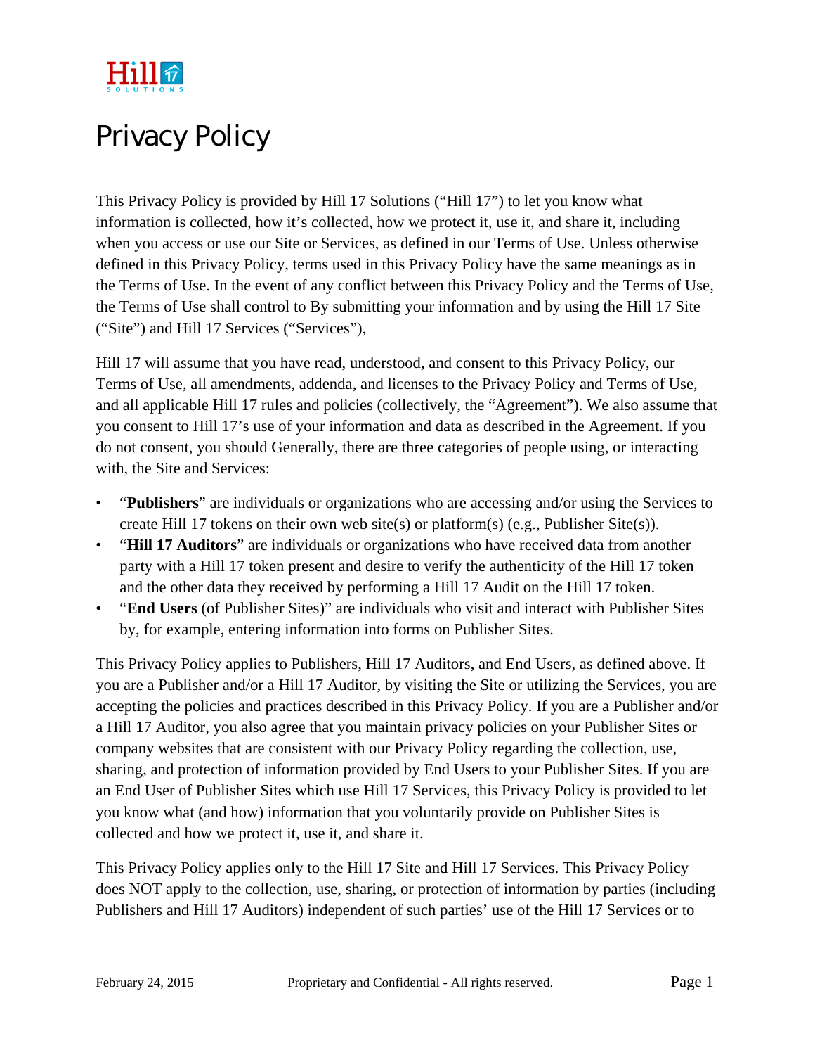# Privacy Policy

This Privacy Policy is provided by Hill 17 Solutions ("Hill 17") to let you know what information is collected, how it's collected, how we protect it, use it, and share it, including when you access or use our Site or Services, as defined in our Terms of Use. Unless otherwise defined in this Privacy Policy, terms used in this Privacy Policy have the same meanings as in the Terms of Use. In the event of any conflict between this Privacy Policy and the Terms of Use, the Terms of Use shall control to By submitting your information and by using the Hill 17 Site ("Site") and Hill 17 Services ("Services"),

Hill 17 will assume that you have read, understood, and consent to this Privacy Policy, our Terms of Use, all amendments, addenda, and licenses to the Privacy Policy and Terms of Use, and all applicable Hill 17 rules and policies (collectively, the "Agreement"). We also assume that you consent to Hill 17's use of your information and data as described in the Agreement. If you do not consent, you should Generally, there are three categories of people using, or interacting with, the Site and Services:

- "**Publishers**" are individuals or organizations who are accessing and/or using the Services to create Hill 17 tokens on their own web site(s) or platform(s) (e.g., Publisher Site(s)).
- "**Hill 17 Auditors**" are individuals or organizations who have received data from another party with a Hill 17 token present and desire to verify the authenticity of the Hill 17 token and the other data they received by performing a Hill 17 Audit on the Hill 17 token.
- "**End Users** (of Publisher Sites)" are individuals who visit and interact with Publisher Sites by, for example, entering information into forms on Publisher Sites.

This Privacy Policy applies to Publishers, Hill 17 Auditors, and End Users, as defined above. If you are a Publisher and/or a Hill 17 Auditor, by visiting the Site or utilizing the Services, you are accepting the policies and practices described in this Privacy Policy. If you are a Publisher and/or a Hill 17 Auditor, you also agree that you maintain privacy policies on your Publisher Sites or company websites that are consistent with our Privacy Policy regarding the collection, use, sharing, and protection of information provided by End Users to your Publisher Sites. If you are an End User of Publisher Sites which use Hill 17 Services, this Privacy Policy is provided to let you know what (and how) information that you voluntarily provide on Publisher Sites is collected and how we protect it, use it, and share it.

This Privacy Policy applies only to the Hill 17 Site and Hill 17 Services. This Privacy Policy does NOT apply to the collection, use, sharing, or protection of information by parties (including Publishers and Hill 17 Auditors) independent of such parties' use of the Hill 17 Services or to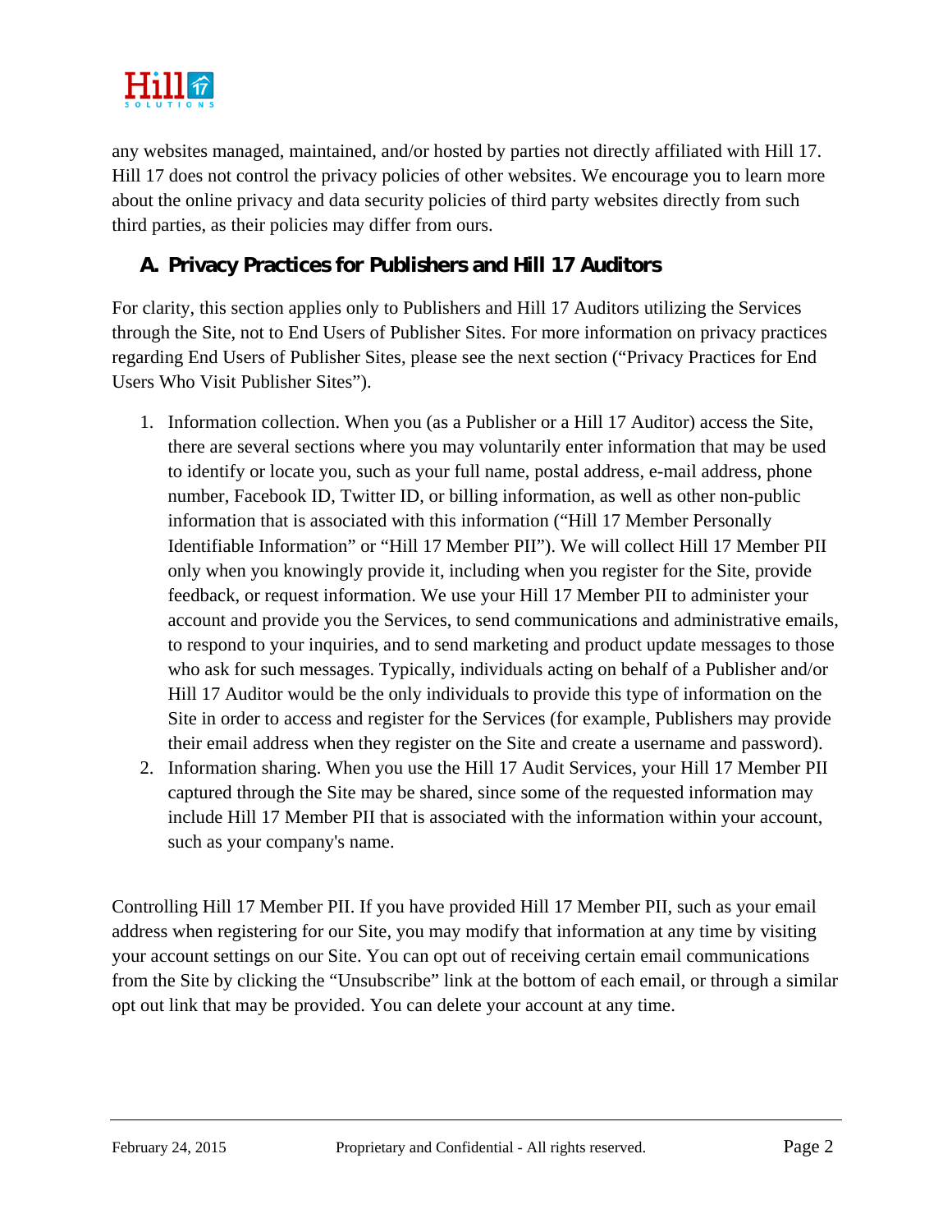any websites managed, maintained, and/or hosted by parties not directly affiliated with Hill 17. Hill 17 does not control the privacy policies of other websites. We encourage you to learn more about the online privacy and data security policies of third party websites directly from such third parties, as their policies may differ from ours.

## A. Privacy Practices for Publishers and Hill 17 Auditors

For clarity, this section applies only to Publishers and Hill 17 Auditors utilizing the Services through the Site, not to End Users of Publisher Sites. For more information on privacy practices regarding End Users of Publisher Sites, please see the next section ("Privacy Practices for End Users Who Visit Publisher Sites").

1. Information collection. When you (as a Publisher or a Hill 17 Auditor) access the Site, there are several sections where you may voluntarily enter information that may be used to identify or locate you, such as your full name, postal address, e-mail address, phone number, Facebook ID, Twitter ID, or billing information, as well as other non-public information that is associated with this information ("Hill 17 Member Personally Identifiable Information" or "Hill 17 Member PII"). We will collect Hill 17 Member PII only when you knowingly provide it, including when you register for the Site, provide feedback, or request information. We use your Hill 17 Member PII to administer your account and provide you the Services, to send communications and administrative emails, to respond to your inquiries, and to send marketing and product update messages to those who ask for such messages. Typically, individuals acting on behalf of a Publisher and/or Hill 17 Auditor would be the only individuals to provide this type of information on the Site in order to access and register for the Services (for example, Publishers may provide their email address when they register on the Site and create a username and password).
2. Information sharing. When you use the Hill 17 Audit Services, your Hill 17 Member PII captured through the Site may be shared, since some of the requested information may include Hill 17 Member PII that is associated with the information within your account, such as your company's name.

Controlling Hill 17 Member PII. If you have provided Hill 17 Member PII, such as your email address when registering for our Site, you may modify that information at any time by visiting your account settings on our Site. You can opt out of receiving certain email communications from the Site by clicking the "Unsubscribe" link at the bottom of each email, or through a similar opt out link that may be provided. You can delete your account at any time.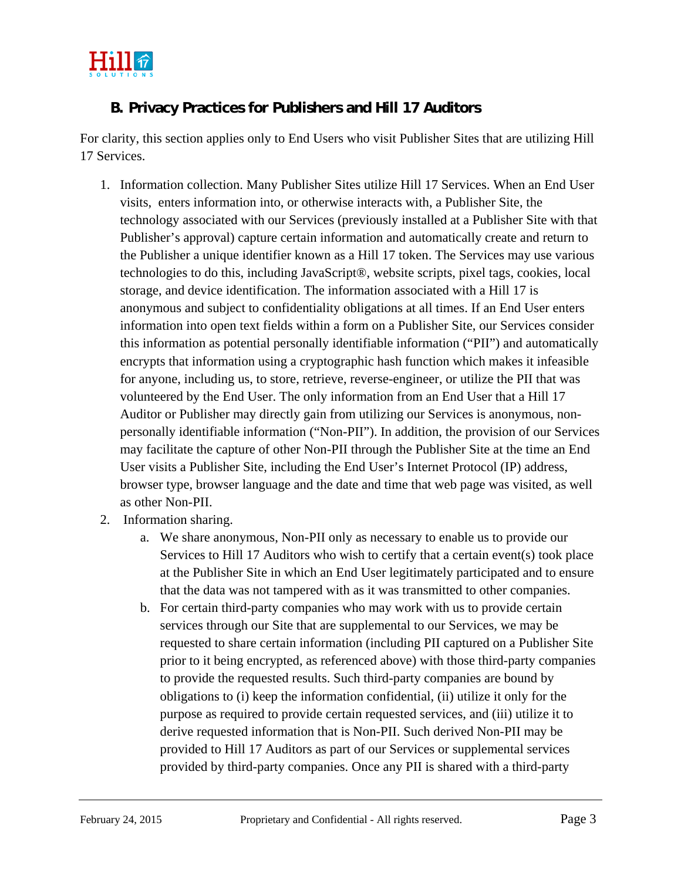## B. Privacy Practices for Publishers and Hill 17 Auditors

For clarity, this section applies only to End Users who visit Publisher Sites that are utilizing Hill 17 Services.

1. Information collection. Many Publisher Sites utilize Hill 17 Services. When an End User visits, enters information into, or otherwise interacts with, a Publisher Site, the technology associated with our Services (previously installed at a Publisher Site with that Publisher's approval) capture certain information and automatically create and return to the Publisher a unique identifier known as a Hill 17 token. The Services may use various technologies to do this, including JavaScript®, website scripts, pixel tags, cookies, local storage, and device identification. The information associated with a Hill 17 is anonymous and subject to confidentiality obligations at all times. If an End User enters information into open text fields within a form on a Publisher Site, our Services consider this information as potential personally identifiable information ("PII") and automatically encrypts that information using a cryptographic hash function which makes it infeasible for anyone, including us, to store, retrieve, reverse-engineer, or utilize the PII that was volunteered by the End User. The only information from an End User that a Hill 17 Auditor or Publisher may directly gain from utilizing our Services is anonymous, non-personally identifiable information ("Non-PII"). In addition, the provision of our Services may facilitate the capture of other Non-PII through the Publisher Site at the time an End User visits a Publisher Site, including the End User's Internet Protocol (IP) address, browser type, browser language and the date and time that web page was visited, as well as other Non-PII.
2. Information sharing.
    a. We share anonymous, Non-PII only as necessary to enable us to provide our Services to Hill 17 Auditors who wish to certify that a certain event(s) took place at the Publisher Site in which an End User legitimately participated and to ensure that the data was not tampered with as it was transmitted to other companies.
    b. For certain third-party companies who may work with us to provide certain services through our Site that are supplemental to our Services, we may be requested to share certain information (including PII captured on a Publisher Site prior to it being encrypted, as referenced above) with those third-party companies to provide the requested results. Such third-party companies are bound by obligations to (i) keep the information confidential, (ii) utilize it only for the purpose as required to provide certain requested services, and (iii) utilize it to derive requested information that is Non-PII. Such derived Non-PII may be provided to Hill 17 Auditors as part of our Services or supplemental services provided by third-party companies. Once any PII is shared with a third-party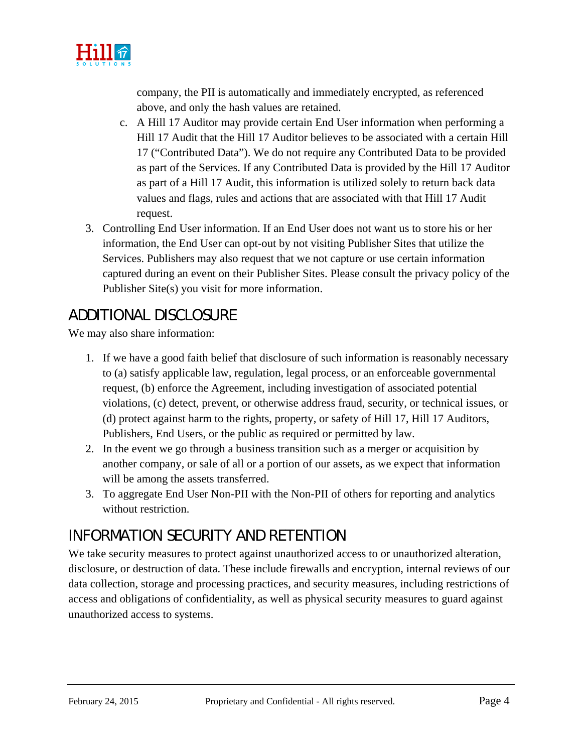company, the PII is automatically and immediately encrypted, as referenced above, and only the hash values are retained.

   c. A Hill 17 Auditor may provide certain End User information when performing a Hill 17 Audit that the Hill 17 Auditor believes to be associated with a certain Hill 17 ("Contributed Data"). We do not require any Contributed Data to be provided as part of the Services. If any Contributed Data is provided by the Hill 17 Auditor as part of a Hill 17 Audit, this information is utilized solely to return back data values and flags, rules and actions that are associated with that Hill 17 Audit request.

3. Controlling End User information. If an End User does not want us to store his or her information, the End User can opt-out by not visiting Publisher Sites that utilize the Services. Publishers may also request that we not capture or use certain information captured during an event on their Publisher Sites. Please consult the privacy policy of the Publisher Site(s) you visit for more information.

## ADDITIONAL DISCLOSURE

We may also share information:

1. If we have a good faith belief that disclosure of such information is reasonably necessary to (a) satisfy applicable law, regulation, legal process, or an enforceable governmental request, (b) enforce the Agreement, including investigation of associated potential violations, (c) detect, prevent, or otherwise address fraud, security, or technical issues, or (d) protect against harm to the rights, property, or safety of Hill 17, Hill 17 Auditors, Publishers, End Users, or the public as required or permitted by law.
2. In the event we go through a business transition such as a merger or acquisition by another company, or sale of all or a portion of our assets, as we expect that information will be among the assets transferred.
3. To aggregate End User Non-PII with the Non-PII of others for reporting and analytics without restriction.

## INFORMATION SECURITY AND RETENTION

We take security measures to protect against unauthorized access to or unauthorized alteration, disclosure, or destruction of data. These include firewalls and encryption, internal reviews of our data collection, storage and processing practices, and security measures, including restrictions of access and obligations of confidentiality, as well as physical security measures to guard against unauthorized access to systems.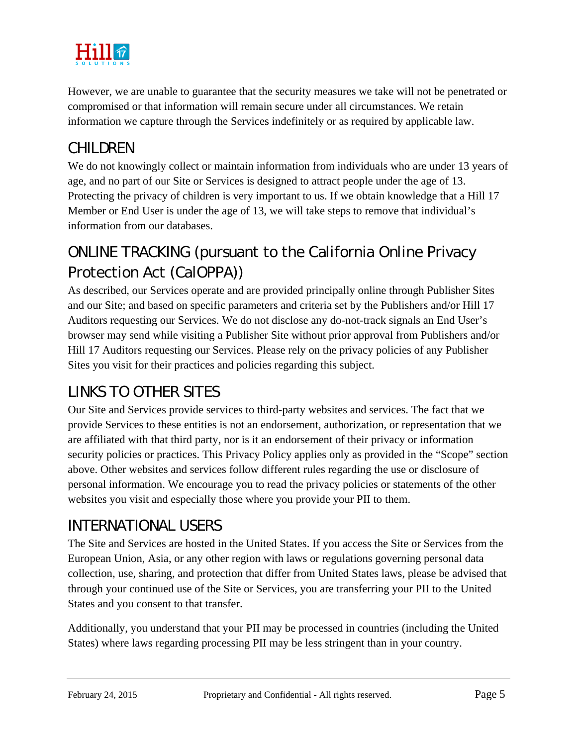However, we are unable to guarantee that the security measures we take will not be penetrated or compromised or that information will remain secure under all circumstances. We retain information we capture through the Services indefinitely or as required by applicable law.

## CHILDREN

We do not knowingly collect or maintain information from individuals who are under 13 years of age, and no part of our Site or Services is designed to attract people under the age of 13. Protecting the privacy of children is very important to us. If we obtain knowledge that a Hill 17 Member or End User is under the age of 13, we will take steps to remove that individual's information from our databases.

## ONLINE TRACKING (pursuant to the California Online Privacy Protection Act (CalOPPA))

As described, our Services operate and are provided principally online through Publisher Sites and our Site; and based on specific parameters and criteria set by the Publishers and/or Hill 17 Auditors requesting our Services. We do not disclose any do-not-track signals an End User's browser may send while visiting a Publisher Site without prior approval from Publishers and/or Hill 17 Auditors requesting our Services. Please rely on the privacy policies of any Publisher Sites you visit for their practices and policies regarding this subject.

## LINKS TO OTHER SITES

Our Site and Services provide services to third-party websites and services. The fact that we provide Services to these entities is not an endorsement, authorization, or representation that we are affiliated with that third party, nor is it an endorsement of their privacy or information security policies or practices. This Privacy Policy applies only as provided in the "Scope" section above. Other websites and services follow different rules regarding the use or disclosure of personal information. We encourage you to read the privacy policies or statements of the other websites you visit and especially those where you provide your PII to them.

## INTERNATIONAL USERS

The Site and Services are hosted in the United States. If you access the Site or Services from the European Union, Asia, or any other region with laws or regulations governing personal data collection, use, sharing, and protection that differ from United States laws, please be advised that through your continued use of the Site or Services, you are transferring your PII to the United States and you consent to that transfer.

Additionally, you understand that your PII may be processed in countries (including the United States) where laws regarding processing PII may be less stringent than in your country.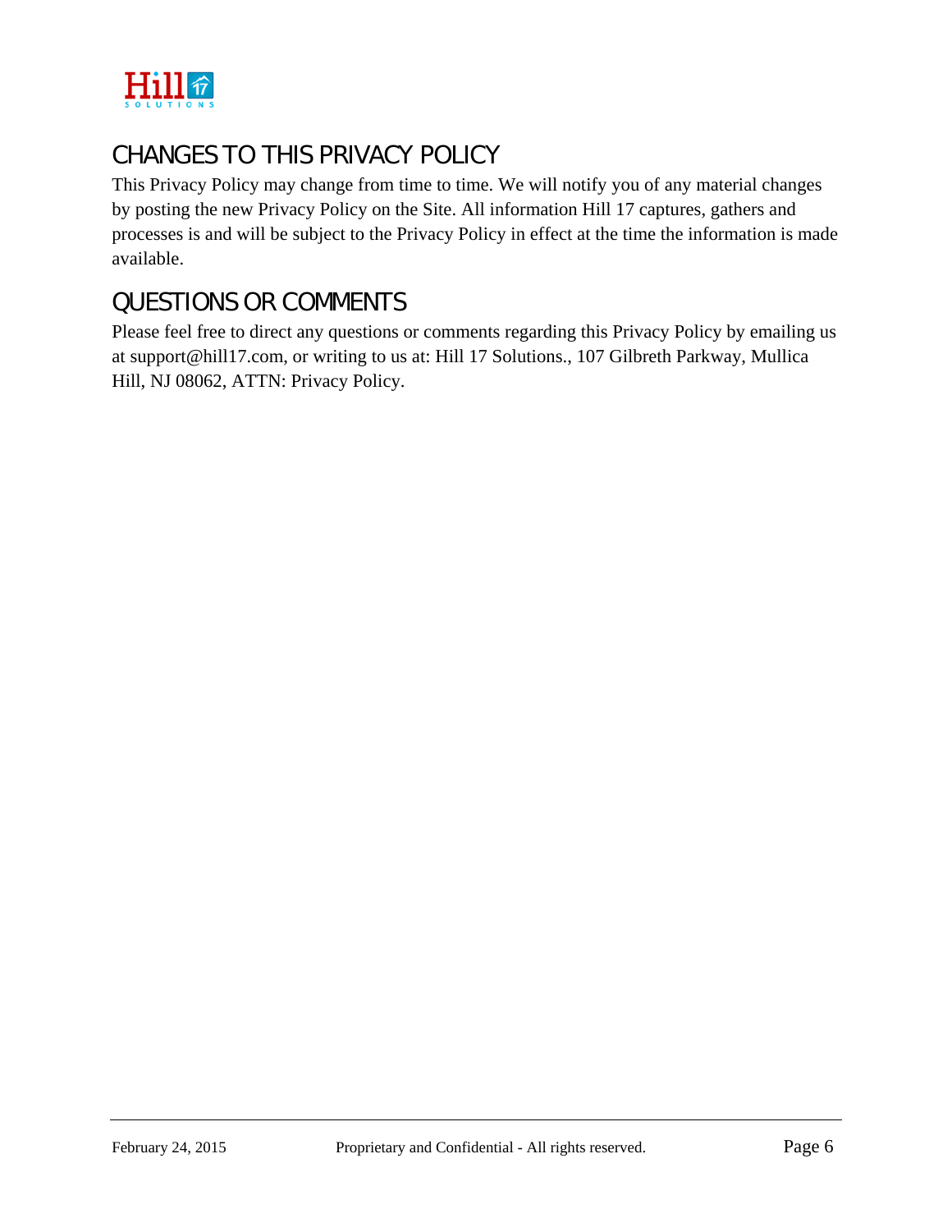## CHANGES TO THIS PRIVACY POLICY

This Privacy Policy may change from time to time. We will notify you of any material changes by posting the new Privacy Policy on the Site. All information Hill 17 captures, gathers and processes is and will be subject to the Privacy Policy in effect at the time the information is made available.

## QUESTIONS OR COMMENTS

Please feel free to direct any questions or comments regarding this Privacy Policy by emailing us at support@hill17.com, or writing to us at: Hill 17 Solutions., 107 Gilbreth Parkway, Mullica Hill, NJ 08062, ATTN: Privacy Policy.